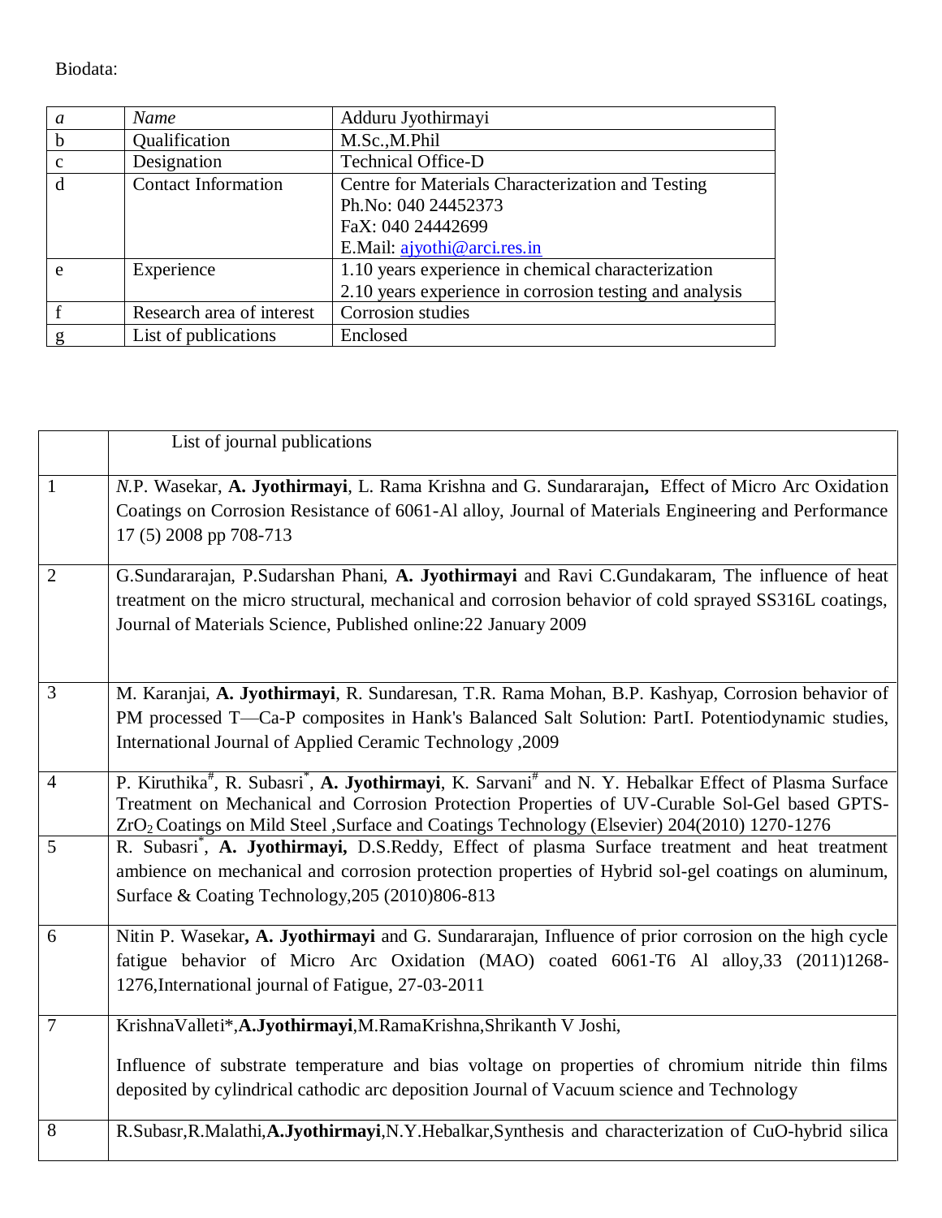Biodata:

| *a* | *Name* | Adduru Jyothirmayi |
|---|---|---|
| b | Qualification | M.Sc.,M.Phil |
| c | Designation | Technical Office-D |
| d | Contact Information | Centre for Materials Characterization and Testing<br>Ph.No: 040 24452373<br>FaX: 040 24442699<br>E.Mail: ajyothi@arci.res.in |
| e | Experience | 1.10 years experience in chemical characterization<br>2.10 years experience in corrosion testing and analysis |
| f | Research area of interest | Corrosion studies |
| g | List of publications | Enclosed |

| | List of journal publications |
|---|---|
| 1 | *N*.P. Wasekar, **A. Jyothirmayi**, L. Rama Krishna and G. Sundararajan**,** Effect of Micro Arc Oxidation Coatings on Corrosion Resistance of 6061-Al alloy, Journal of Materials Engineering and Performance 17 (5) 2008 pp 708-713 |
| 2 | G.Sundararajan, P.Sudarshan Phani, **A. Jyothirmayi** and Ravi C.Gundakaram, The influence of heat treatment on the micro structural, mechanical and corrosion behavior of cold sprayed SS316L coatings, Journal of Materials Science, Published online:22 January 2009 |
| 3 | M. Karanjai, **A. Jyothirmayi**, R. Sundaresan, T.R. Rama Mohan, B.P. Kashyap, Corrosion behavior of PM processed T—Ca-P composites in Hank's Balanced Salt Solution: PartI. Potentiodynamic studies, International Journal of Applied Ceramic Technology ,2009 |
| 4 | P. Kiruthika[#], R. Subasri[*], **A. Jyothirmayi**, K. Sarvani[#] and N. Y. Hebalkar Effect of Plasma Surface Treatment on Mechanical and Corrosion Protection Properties of UV-Curable Sol-Gel based GPTS-$ZrO_2$ Coatings on Mild Steel ,Surface and Coatings Technology (Elsevier) 204(2010) 1270-1276 |
| 5 | R. Subasri[*], **A. Jyothirmayi,** D.S.Reddy, Effect of plasma Surface treatment and heat treatment ambience on mechanical and corrosion protection properties of Hybrid sol-gel coatings on aluminum, Surface & Coating Technology,205 (2010)806-813 |
| 6 | Nitin P. Wasekar**, A. Jyothirmayi** and G. Sundararajan, Influence of prior corrosion on the high cycle fatigue behavior of Micro Arc Oxidation (MAO) coated 6061-T6 Al alloy,33 (2011)1268-1276,International journal of Fatigue, 27-03-2011 |
| 7 | KrishnaValleti*,**A.Jyothirmayi**,M.RamaKrishna,Shrikanth V Joshi,<br><br>Influence of substrate temperature and bias voltage on properties of chromium nitride thin films deposited by cylindrical cathodic arc deposition Journal of Vacuum science and Technology |
| 8 | R.Subasr,R.Malathi,**A.Jyothirmayi**,N.Y.Hebalkar,Synthesis and characterization of CuO-hybrid silica |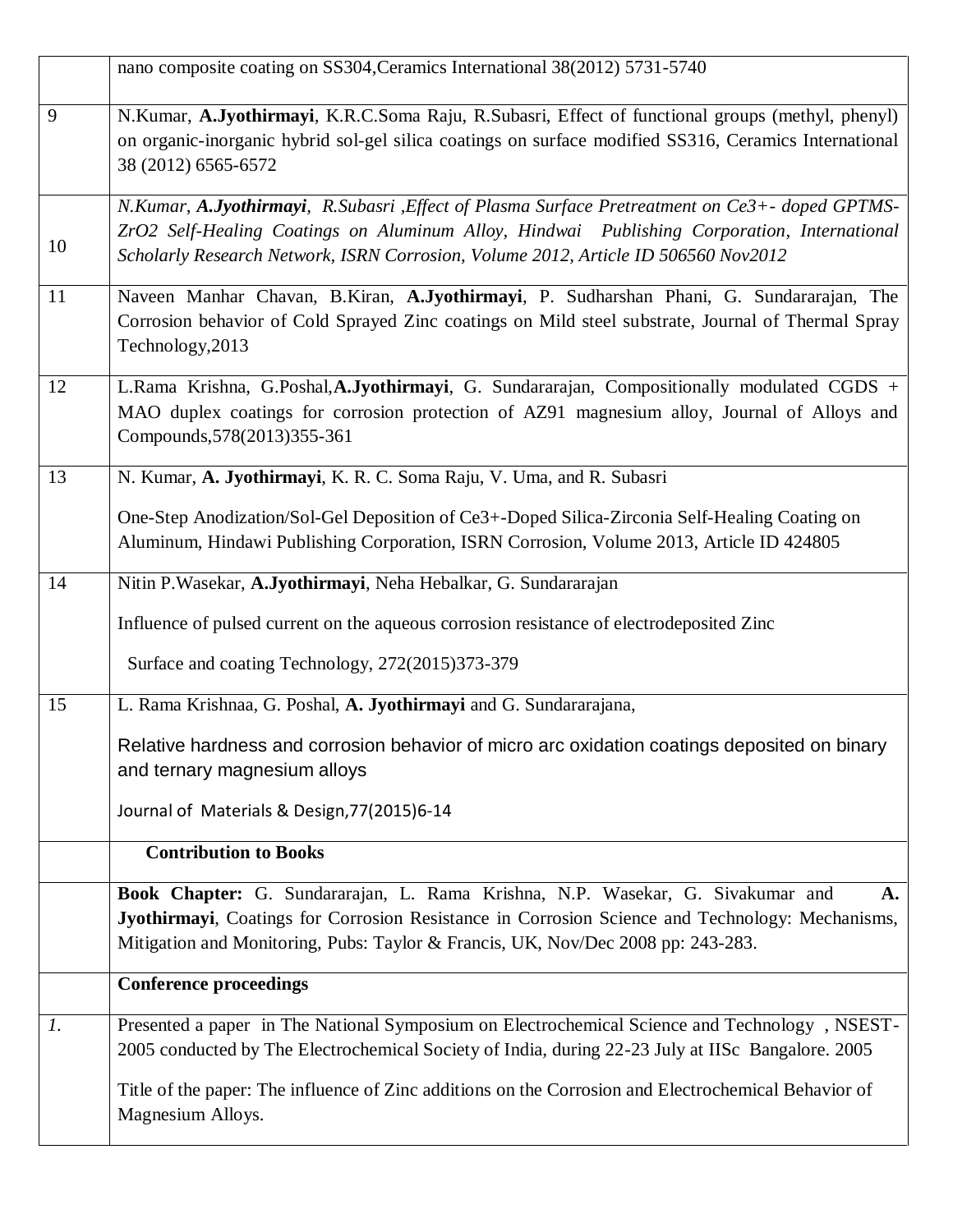|  |  |
|---|---|
|  | nano composite coating on SS304,Ceramics International 38(2012) 5731-5740 |
| 9 | N.Kumar, **A.Jyothirmayi**, K.R.C.Soma Raju, R.Subasri, Effect of functional groups (methyl, phenyl) on organic-inorganic hybrid sol-gel silica coatings on surface modified SS316, Ceramics International 38 (2012) 6565-6572 |
| 10 | *N.Kumar, **A.Jyothirmayi**, R.Subasri ,Effect of Plasma Surface Pretreatment on Ce3+- doped GPTMS-ZrO2 Self-Healing Coatings on Aluminum Alloy, Hindwai Publishing Corporation, International Scholarly Research Network, ISRN Corrosion, Volume 2012, Article ID 506560 Nov2012* |
| 11 | Naveen Manhar Chavan, B.Kiran, **A.Jyothirmayi**, P. Sudharshan Phani, G. Sundararajan, The Corrosion behavior of Cold Sprayed Zinc coatings on Mild steel substrate, Journal of Thermal Spray Technology,2013 |
| 12 | L.Rama Krishna, G.Poshal,**A.Jyothirmayi**, G. Sundararajan, Compositionally modulated CGDS + MAO duplex coatings for corrosion protection of AZ91 magnesium alloy, Journal of Alloys and Compounds,578(2013)355-361 |
| 13 | N. Kumar, **A. Jyothirmayi**, K. R. C. Soma Raju, V. Uma, and R. Subasri<br><br>One-Step Anodization/Sol-Gel Deposition of Ce3+-Doped Silica-Zirconia Self-Healing Coating on Aluminum, Hindawi Publishing Corporation, ISRN Corrosion, Volume 2013, Article ID 424805 |
| 14 | Nitin P.Wasekar, **A.Jyothirmayi**, Neha Hebalkar, G. Sundararajan<br><br>Influence of pulsed current on the aqueous corrosion resistance of electrodeposited Zinc<br><br>Surface and coating Technology, 272(2015)373-379 |
| 15 | L. Rama Krishnaa, G. Poshal, **A. Jyothirmayi** and G. Sundararajana,<br><br>Relative hardness and corrosion behavior of micro arc oxidation coatings deposited on binary and ternary magnesium alloys<br><br>Journal of Materials & Design,77(2015)6-14 |
|  | **Contribution to Books** |
|  | **Book Chapter:** G. Sundararajan, L. Rama Krishna, N.P. Wasekar, G. Sivakumar and **A. Jyothirmayi**, Coatings for Corrosion Resistance in Corrosion Science and Technology: Mechanisms, Mitigation and Monitoring, Pubs: Taylor & Francis, UK, Nov/Dec 2008 pp: 243-283. |
|  | **Conference proceedings** |
| *1.* | Presented a paper in The National Symposium on Electrochemical Science and Technology , NSEST-2005 conducted by The Electrochemical Society of India, during 22-23 July at IISc Bangalore. 2005<br><br>Title of the paper: The influence of Zinc additions on the Corrosion and Electrochemical Behavior of Magnesium Alloys. |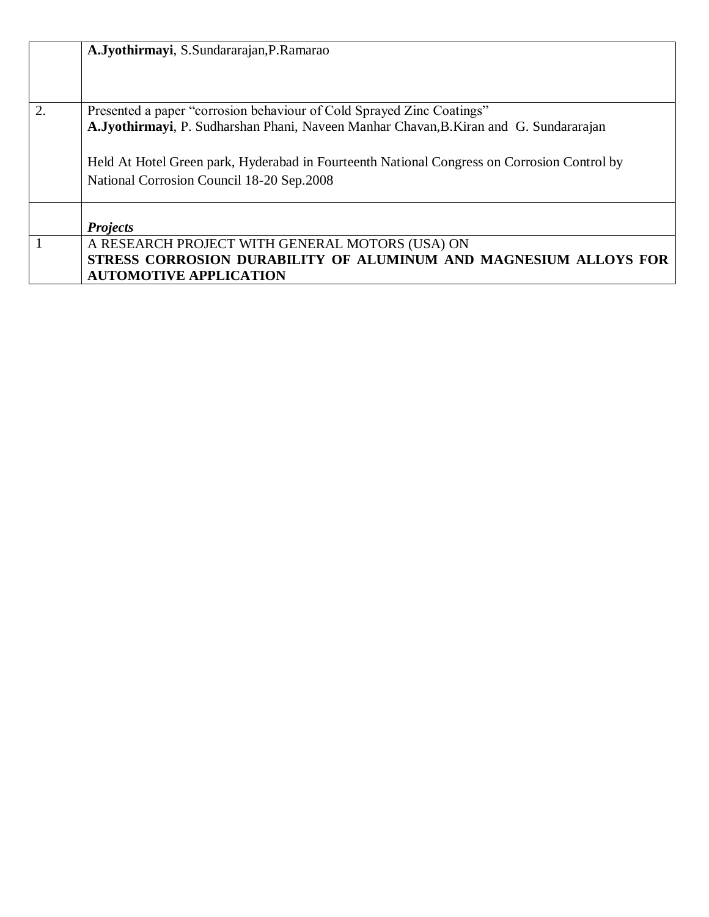| | |
|---|---|
| | **A.Jyothirmayi**, S.Sundararajan,P.Ramarao |
| 2. | Presented a paper "corrosion behaviour of Cold Sprayed Zinc Coatings"<br>**A.Jyothirmayi**, P. Sudharshan Phani, Naveen Manhar Chavan,B.Kiran and G. Sundararajan<br><br>Held At Hotel Green park, Hyderabad in Fourteenth National Congress on Corrosion Control by National Corrosion Council 18-20 Sep.2008 |
| | ***Projects*** |
| 1 | A RESEARCH PROJECT WITH GENERAL MOTORS (USA) ON<br>**STRESS CORROSION DURABILITY OF ALUMINUM AND MAGNESIUM ALLOYS FOR AUTOMOTIVE APPLICATION** |